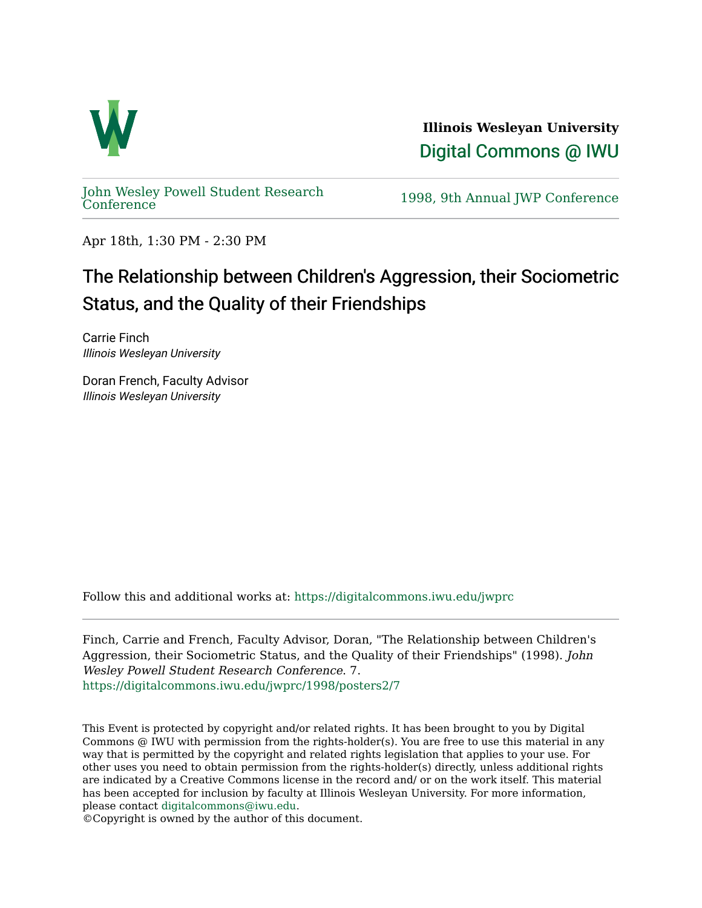**Illinois Wesleyan University**

Digital Commons @ IWU

John Wesley Powell Student Research Conference

1998, 9th Annual JWP Conference

Apr 18th, 1:30 PM - 2:30 PM

# The Relationship between Children's Aggression, their Sociometric Status, and the Quality of their Friendships

Carrie Finch
*Illinois Wesleyan University*

Doran French, Faculty Advisor
*Illinois Wesleyan University*

Follow this and additional works at: https://digitalcommons.iwu.edu/jwprc

Finch, Carrie and French, Faculty Advisor, Doran, "The Relationship between Children's Aggression, their Sociometric Status, and the Quality of their Friendships" (1998). *John Wesley Powell Student Research Conference*. 7.
https://digitalcommons.iwu.edu/jwprc/1998/posters2/7

This Event is protected by copyright and/or related rights. It has been brought to you by Digital Commons @ IWU with permission from the rights-holder(s). You are free to use this material in any way that is permitted by the copyright and related rights legislation that applies to your use. For other uses you need to obtain permission from the rights-holder(s) directly, unless additional rights are indicated by a Creative Commons license in the record and/ or on the work itself. This material has been accepted for inclusion by faculty at Illinois Wesleyan University. For more information, please contact digitalcommons@iwu.edu.
©Copyright is owned by the author of this document.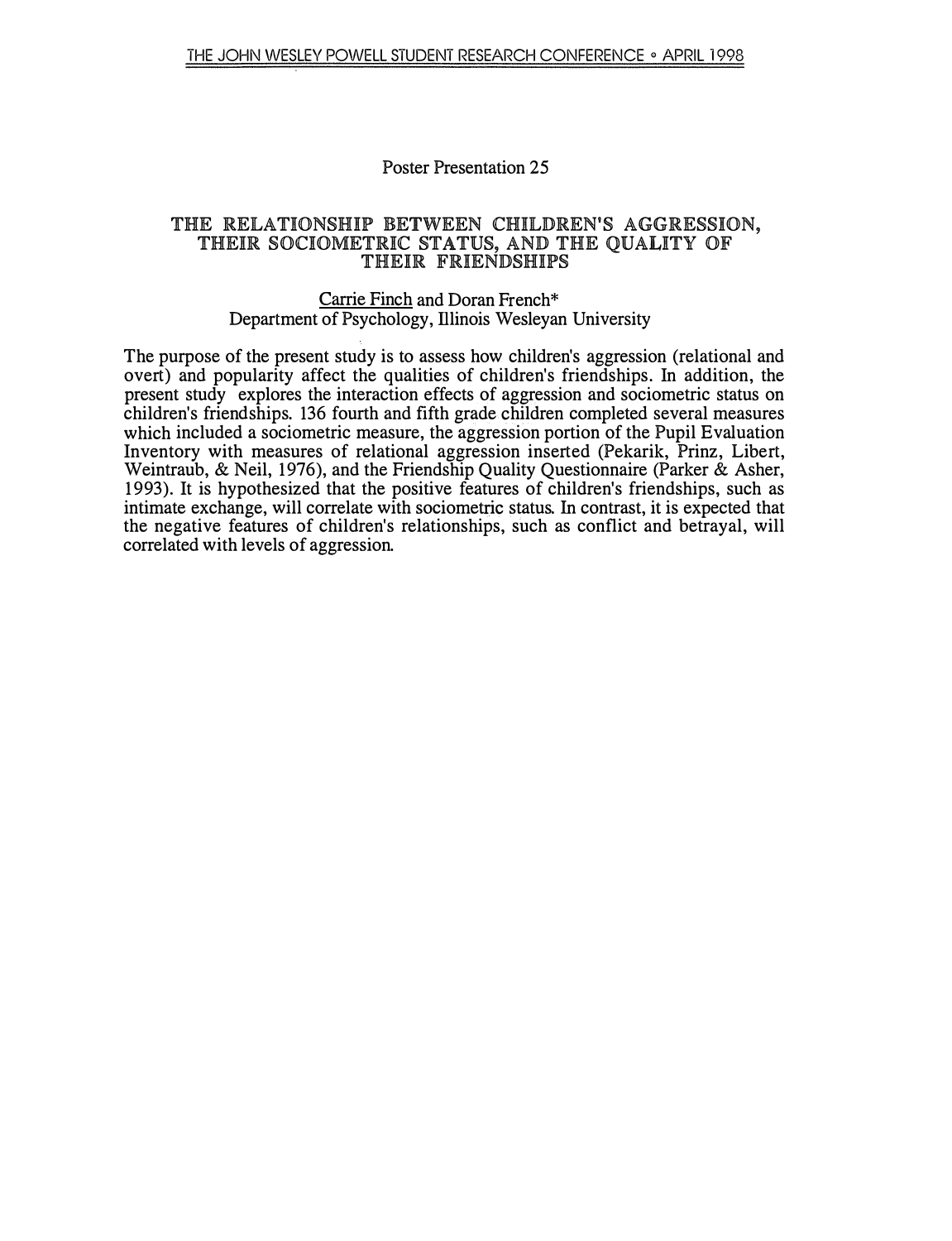Poster Presentation 25

## THE RELATIONSHIP BETWEEN CHILDREN'S AGGRESSION, THEIR SOCIOMETRIC STATUS, AND THE QUALITY OF THEIR FRIENDSHIPS

Carrie Finch and Doran French*
Department of Psychology, Illinois Wesleyan University

The purpose of the present study is to assess how children's aggression (relational and overt) and popularity affect the qualities of children's friendships. In addition, the present study explores the interaction effects of aggression and sociometric status on children's friendships. 136 fourth and fifth grade children completed several measures which included a sociometric measure, the aggression portion of the Pupil Evaluation Inventory with measures of relational aggression inserted (Pekarik, Prinz, Libert, Weintraub, & Neil, 1976), and the Friendship Quality Questionnaire (Parker & Asher, 1993). It is hypothesized that the positive features of children's friendships, such as intimate exchange, will correlate with sociometric status. In contrast, it is expected that the negative features of children's relationships, such as conflict and betrayal, will correlated with levels of aggression.